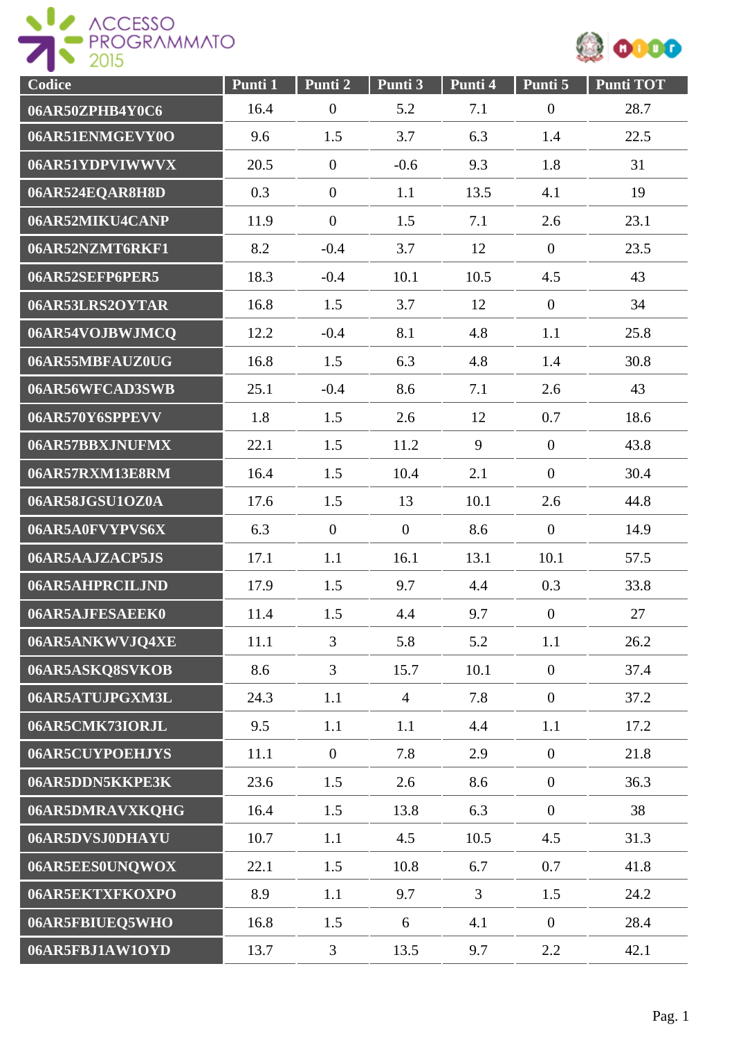| Codice | Punti 1 | Punti 2 | Punti 3 | Punti 4 | Punti 5 | Punti TOT |
|---|---|---|---|---|---|---|
| 06AR50ZPHB4Y0C6 | 16.4 | 0 | 5.2 | 7.1 | 0 | 28.7 |
| 06AR51ENMGEVY0O | 9.6 | 1.5 | 3.7 | 6.3 | 1.4 | 22.5 |
| 06AR51YDPVIWWVX | 20.5 | 0 | -0.6 | 9.3 | 1.8 | 31 |
| 06AR524EQAR8H8D | 0.3 | 0 | 1.1 | 13.5 | 4.1 | 19 |
| 06AR52MIKU4CANP | 11.9 | 0 | 1.5 | 7.1 | 2.6 | 23.1 |
| 06AR52NZMT6RKF1 | 8.2 | -0.4 | 3.7 | 12 | 0 | 23.5 |
| 06AR52SEFP6PER5 | 18.3 | -0.4 | 10.1 | 10.5 | 4.5 | 43 |
| 06AR53LRS2OYTAR | 16.8 | 1.5 | 3.7 | 12 | 0 | 34 |
| 06AR54VOJBWJMCQ | 12.2 | -0.4 | 8.1 | 4.8 | 1.1 | 25.8 |
| 06AR55MBFAUZ0UG | 16.8 | 1.5 | 6.3 | 4.8 | 1.4 | 30.8 |
| 06AR56WFCAD3SWB | 25.1 | -0.4 | 8.6 | 7.1 | 2.6 | 43 |
| 06AR570Y6SPPEVV | 1.8 | 1.5 | 2.6 | 12 | 0.7 | 18.6 |
| 06AR57BBXJNUFMX | 22.1 | 1.5 | 11.2 | 9 | 0 | 43.8 |
| 06AR57RXM13E8RM | 16.4 | 1.5 | 10.4 | 2.1 | 0 | 30.4 |
| 06AR58JGSU1OZ0A | 17.6 | 1.5 | 13 | 10.1 | 2.6 | 44.8 |
| 06AR5A0FVYPVS6X | 6.3 | 0 | 0 | 8.6 | 0 | 14.9 |
| 06AR5AAJZACP5JS | 17.1 | 1.1 | 16.1 | 13.1 | 10.1 | 57.5 |
| 06AR5AHPRCILJND | 17.9 | 1.5 | 9.7 | 4.4 | 0.3 | 33.8 |
| 06AR5AJFESAEEK0 | 11.4 | 1.5 | 4.4 | 9.7 | 0 | 27 |
| 06AR5ANKWVJQ4XE | 11.1 | 3 | 5.8 | 5.2 | 1.1 | 26.2 |
| 06AR5ASKQ8SVKOB | 8.6 | 3 | 15.7 | 10.1 | 0 | 37.4 |
| 06AR5ATUJPGXM3L | 24.3 | 1.1 | 4 | 7.8 | 0 | 37.2 |
| 06AR5CMK73IORJL | 9.5 | 1.1 | 1.1 | 4.4 | 1.1 | 17.2 |
| 06AR5CUYPOEHJYS | 11.1 | 0 | 7.8 | 2.9 | 0 | 21.8 |
| 06AR5DDN5KKPE3K | 23.6 | 1.5 | 2.6 | 8.6 | 0 | 36.3 |
| 06AR5DMRAVXKQHG | 16.4 | 1.5 | 13.8 | 6.3 | 0 | 38 |
| 06AR5DVSJ0DHAYU | 10.7 | 1.1 | 4.5 | 10.5 | 4.5 | 31.3 |
| 06AR5EES0UNQWOX | 22.1 | 1.5 | 10.8 | 6.7 | 0.7 | 41.8 |
| 06AR5EKTXFKOXPO | 8.9 | 1.1 | 9.7 | 3 | 1.5 | 24.2 |
| 06AR5FBIUEQ5WHO | 16.8 | 1.5 | 6 | 4.1 | 0 | 28.4 |
| 06AR5FBJ1AW1OYD | 13.7 | 3 | 13.5 | 9.7 | 2.2 | 42.1 |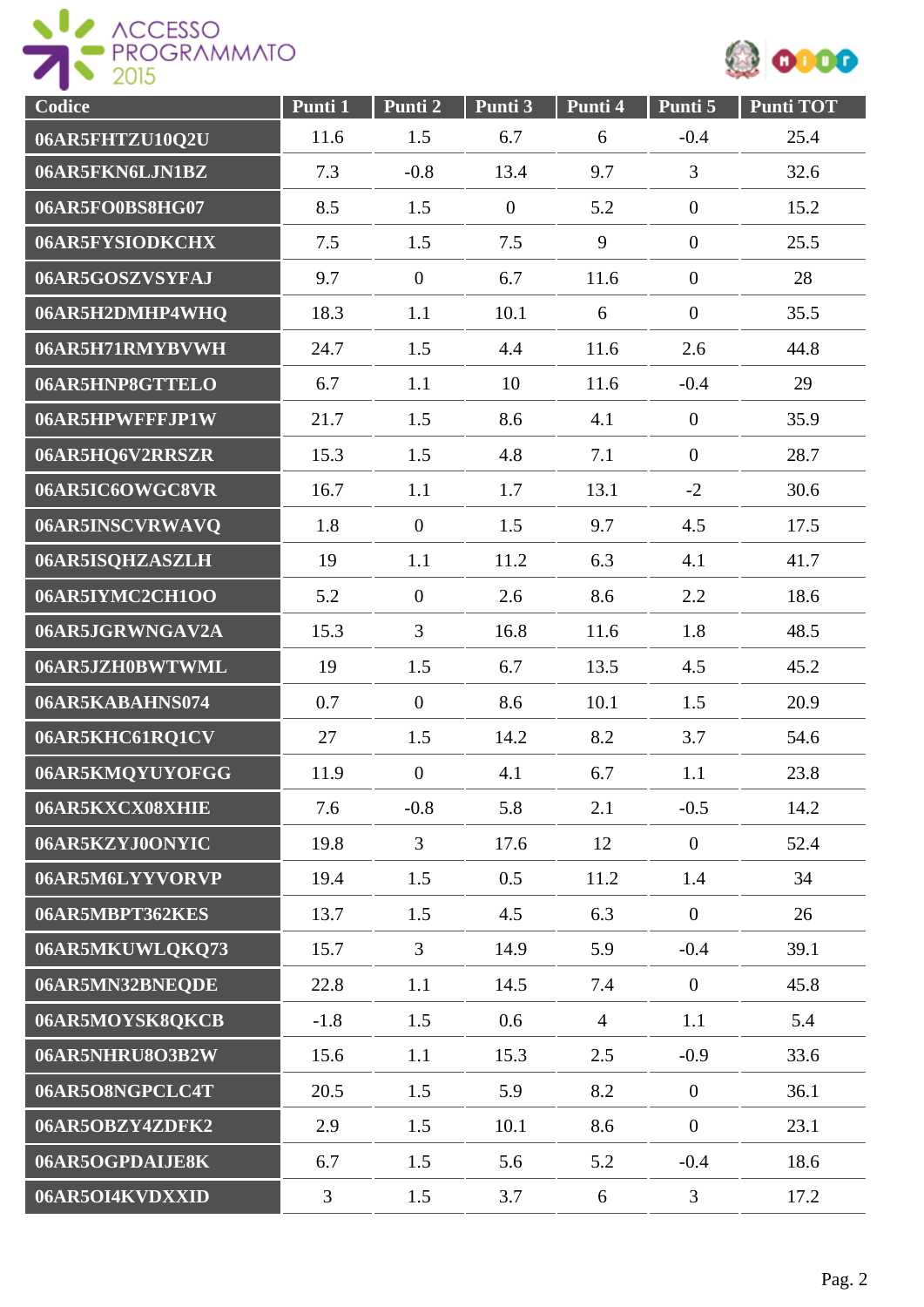| Codice | Punti 1 | Punti 2 | Punti 3 | Punti 4 | Punti 5 | Punti TOT |
|---|---|---|---|---|---|---|
| 06AR5FHTZU10Q2U | 11.6 | 1.5 | 6.7 | 6 | -0.4 | 25.4 |
| 06AR5FKN6LJN1BZ | 7.3 | -0.8 | 13.4 | 9.7 | 3 | 32.6 |
| 06AR5FO0BS8HG07 | 8.5 | 1.5 | 0 | 5.2 | 0 | 15.2 |
| 06AR5FYSIODKCHX | 7.5 | 1.5 | 7.5 | 9 | 0 | 25.5 |
| 06AR5GOSZVSYFAJ | 9.7 | 0 | 6.7 | 11.6 | 0 | 28 |
| 06AR5H2DMHP4WHQ | 18.3 | 1.1 | 10.1 | 6 | 0 | 35.5 |
| 06AR5H71RMYBVWH | 24.7 | 1.5 | 4.4 | 11.6 | 2.6 | 44.8 |
| 06AR5HNP8GTTELO | 6.7 | 1.1 | 10 | 11.6 | -0.4 | 29 |
| 06AR5HPWFFFJP1W | 21.7 | 1.5 | 8.6 | 4.1 | 0 | 35.9 |
| 06AR5HQ6V2RRSZR | 15.3 | 1.5 | 4.8 | 7.1 | 0 | 28.7 |
| 06AR5IC6OWGC8VR | 16.7 | 1.1 | 1.7 | 13.1 | -2 | 30.6 |
| 06AR5INSCVRWAVQ | 1.8 | 0 | 1.5 | 9.7 | 4.5 | 17.5 |
| 06AR5ISQHZASZLH | 19 | 1.1 | 11.2 | 6.3 | 4.1 | 41.7 |
| 06AR5IYMC2CH1OO | 5.2 | 0 | 2.6 | 8.6 | 2.2 | 18.6 |
| 06AR5JGRWNGAV2A | 15.3 | 3 | 16.8 | 11.6 | 1.8 | 48.5 |
| 06AR5JZH0BWTWML | 19 | 1.5 | 6.7 | 13.5 | 4.5 | 45.2 |
| 06AR5KABAHNS074 | 0.7 | 0 | 8.6 | 10.1 | 1.5 | 20.9 |
| 06AR5KHC61RQ1CV | 27 | 1.5 | 14.2 | 8.2 | 3.7 | 54.6 |
| 06AR5KMQYUYOFGG | 11.9 | 0 | 4.1 | 6.7 | 1.1 | 23.8 |
| 06AR5KXCX08XHIE | 7.6 | -0.8 | 5.8 | 2.1 | -0.5 | 14.2 |
| 06AR5KZYJ0ONYIC | 19.8 | 3 | 17.6 | 12 | 0 | 52.4 |
| 06AR5M6LYYVORVP | 19.4 | 1.5 | 0.5 | 11.2 | 1.4 | 34 |
| 06AR5MBPT362KES | 13.7 | 1.5 | 4.5 | 6.3 | 0 | 26 |
| 06AR5MKUWLQKQ73 | 15.7 | 3 | 14.9 | 5.9 | -0.4 | 39.1 |
| 06AR5MN32BNEQDE | 22.8 | 1.1 | 14.5 | 7.4 | 0 | 45.8 |
| 06AR5MOYSK8QKCB | -1.8 | 1.5 | 0.6 | 4 | 1.1 | 5.4 |
| 06AR5NHRU8O3B2W | 15.6 | 1.1 | 15.3 | 2.5 | -0.9 | 33.6 |
| 06AR5O8NGPCLC4T | 20.5 | 1.5 | 5.9 | 8.2 | 0 | 36.1 |
| 06AR5OBZY4ZDFK2 | 2.9 | 1.5 | 10.1 | 8.6 | 0 | 23.1 |
| 06AR5OGPDAIJE8K | 6.7 | 1.5 | 5.6 | 5.2 | -0.4 | 18.6 |
| 06AR5OI4KVDXXID | 3 | 1.5 | 3.7 | 6 | 3 | 17.2 |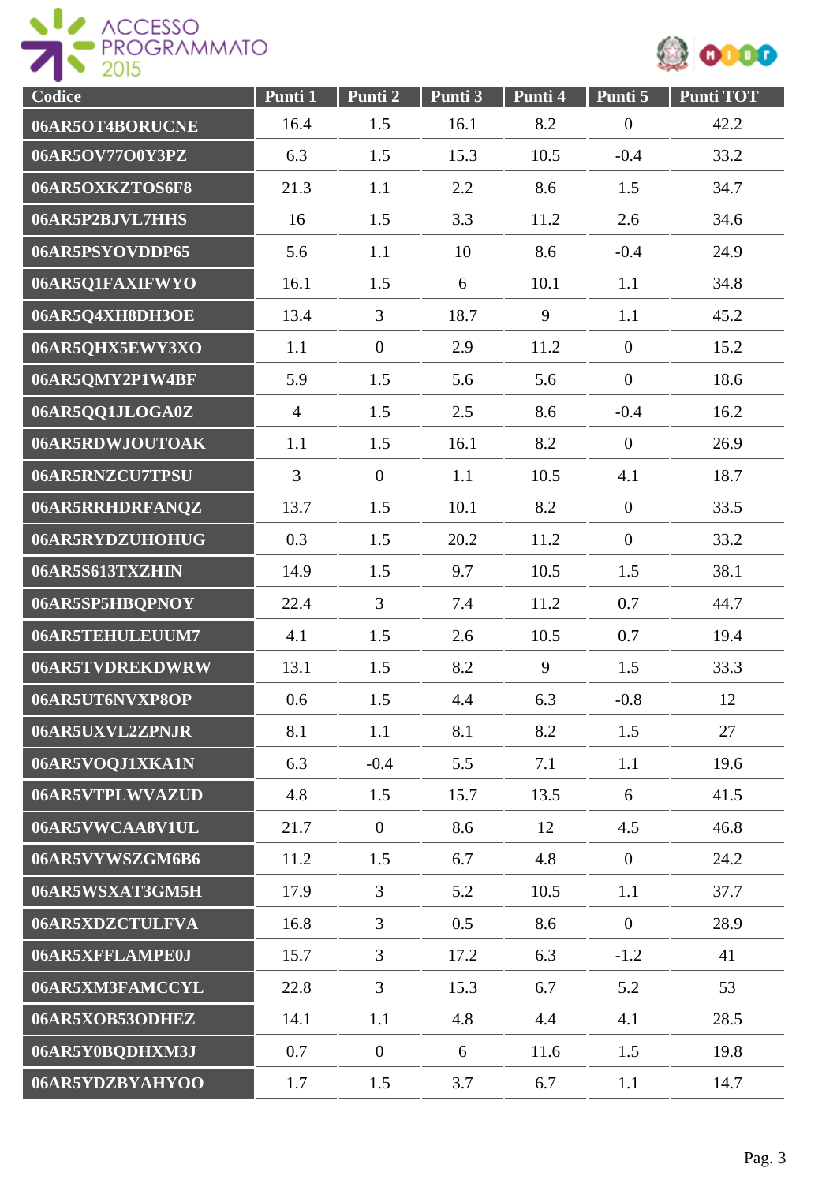| Codice | Punti 1 | Punti 2 | Punti 3 | Punti 4 | Punti 5 | Punti TOT |
|---|---|---|---|---|---|---|
| 06AR5OT4BORUCNE | 16.4 | 1.5 | 16.1 | 8.2 | 0 | 42.2 |
| 06AR5OV77O0Y3PZ | 6.3 | 1.5 | 15.3 | 10.5 | -0.4 | 33.2 |
| 06AR5OXKZTOS6F8 | 21.3 | 1.1 | 2.2 | 8.6 | 1.5 | 34.7 |
| 06AR5P2BJVL7HHS | 16 | 1.5 | 3.3 | 11.2 | 2.6 | 34.6 |
| 06AR5PSYOVDDP65 | 5.6 | 1.1 | 10 | 8.6 | -0.4 | 24.9 |
| 06AR5Q1FAXIFWYO | 16.1 | 1.5 | 6 | 10.1 | 1.1 | 34.8 |
| 06AR5Q4XH8DH3OE | 13.4 | 3 | 18.7 | 9 | 1.1 | 45.2 |
| 06AR5QHX5EWY3XO | 1.1 | 0 | 2.9 | 11.2 | 0 | 15.2 |
| 06AR5QMY2P1W4BF | 5.9 | 1.5 | 5.6 | 5.6 | 0 | 18.6 |
| 06AR5QQ1JLOGA0Z | 4 | 1.5 | 2.5 | 8.6 | -0.4 | 16.2 |
| 06AR5RDWJOUTOAK | 1.1 | 1.5 | 16.1 | 8.2 | 0 | 26.9 |
| 06AR5RNZCU7TPSU | 3 | 0 | 1.1 | 10.5 | 4.1 | 18.7 |
| 06AR5RRHDRFANQZ | 13.7 | 1.5 | 10.1 | 8.2 | 0 | 33.5 |
| 06AR5RYDZUHOHUG | 0.3 | 1.5 | 20.2 | 11.2 | 0 | 33.2 |
| 06AR5S613TXZHIN | 14.9 | 1.5 | 9.7 | 10.5 | 1.5 | 38.1 |
| 06AR5SP5HBQPNOY | 22.4 | 3 | 7.4 | 11.2 | 0.7 | 44.7 |
| 06AR5TEHULEUUM7 | 4.1 | 1.5 | 2.6 | 10.5 | 0.7 | 19.4 |
| 06AR5TVDREKDWRW | 13.1 | 1.5 | 8.2 | 9 | 1.5 | 33.3 |
| 06AR5UT6NVXP8OP | 0.6 | 1.5 | 4.4 | 6.3 | -0.8 | 12 |
| 06AR5UXVL2ZPNJR | 8.1 | 1.1 | 8.1 | 8.2 | 1.5 | 27 |
| 06AR5VOQJ1XKA1N | 6.3 | -0.4 | 5.5 | 7.1 | 1.1 | 19.6 |
| 06AR5VTPLWVAZUD | 4.8 | 1.5 | 15.7 | 13.5 | 6 | 41.5 |
| 06AR5VWCAA8V1UL | 21.7 | 0 | 8.6 | 12 | 4.5 | 46.8 |
| 06AR5VYWSZGM6B6 | 11.2 | 1.5 | 6.7 | 4.8 | 0 | 24.2 |
| 06AR5WSXAT3GM5H | 17.9 | 3 | 5.2 | 10.5 | 1.1 | 37.7 |
| 06AR5XDZCTULFVA | 16.8 | 3 | 0.5 | 8.6 | 0 | 28.9 |
| 06AR5XFFLAMPE0J | 15.7 | 3 | 17.2 | 6.3 | -1.2 | 41 |
| 06AR5XM3FAMCCYL | 22.8 | 3 | 15.3 | 6.7 | 5.2 | 53 |
| 06AR5XOB53ODHEZ | 14.1 | 1.1 | 4.8 | 4.4 | 4.1 | 28.5 |
| 06AR5Y0BQDHXM3J | 0.7 | 0 | 6 | 11.6 | 1.5 | 19.8 |
| 06AR5YDZBYAHYOO | 1.7 | 1.5 | 3.7 | 6.7 | 1.1 | 14.7 |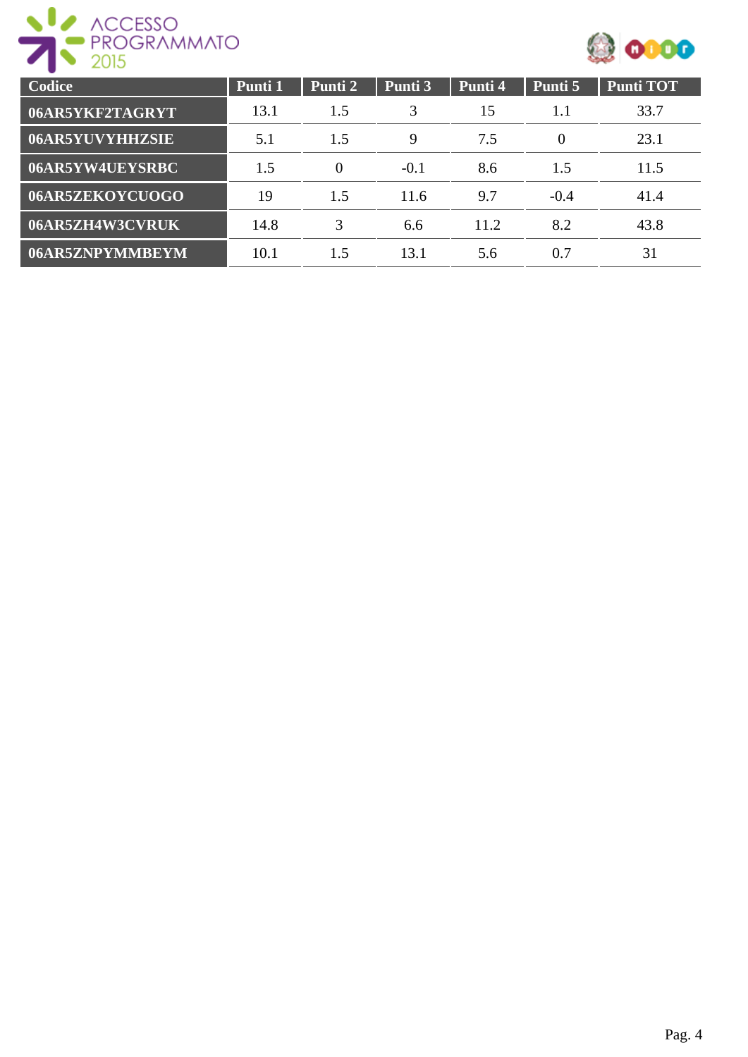| Codice | Punti 1 | Punti 2 | Punti 3 | Punti 4 | Punti 5 | Punti TOT |
|---|---|---|---|---|---|---|
| 06AR5YKF2TAGRYT | 13.1 | 1.5 | 3 | 15 | 1.1 | 33.7 |
| 06AR5YUVYHHZSIE | 5.1 | 1.5 | 9 | 7.5 | 0 | 23.1 |
| 06AR5YW4UEYSRBC | 1.5 | 0 | -0.1 | 8.6 | 1.5 | 11.5 |
| 06AR5ZEKOYCUOGO | 19 | 1.5 | 11.6 | 9.7 | -0.4 | 41.4 |
| 06AR5ZH4W3CVRUK | 14.8 | 3 | 6.6 | 11.2 | 8.2 | 43.8 |
| 06AR5ZNPYMMBEYM | 10.1 | 1.5 | 13.1 | 5.6 | 0.7 | 31 |